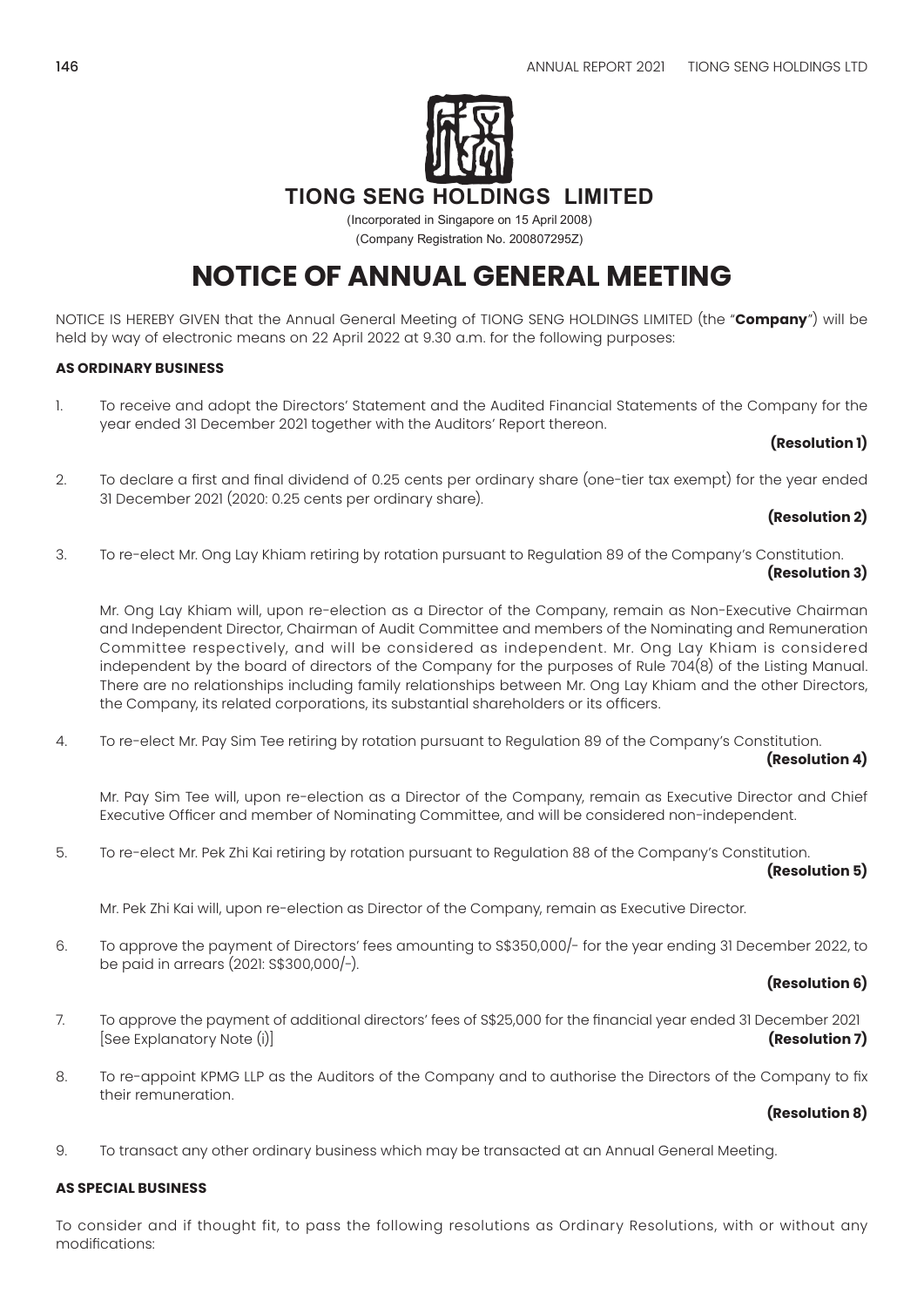# TIONG SENG HOLDINGS LIMITED

(Incorporated in Singapore on 15 April 2008)
(Company Registration No. 200807295Z)

# NOTICE OF ANNUAL GENERAL MEETING

NOTICE IS HEREBY GIVEN that the Annual General Meeting of TIONG SENG HOLDINGS LIMITED (the "**Company**") will be held by way of electronic means on 22 April 2022 at 9.30 a.m. for the following purposes:

**AS ORDINARY BUSINESS**

1. To receive and adopt the Directors' Statement and the Audited Financial Statements of the Company for the year ended 31 December 2021 together with the Auditors' Report thereon.

   **(Resolution 1)**

2. To declare a first and final dividend of 0.25 cents per ordinary share (one-tier tax exempt) for the year ended 31 December 2021 (2020: 0.25 cents per ordinary share).

   **(Resolution 2)**

3. To re-elect Mr. Ong Lay Khiam retiring by rotation pursuant to Regulation 89 of the Company's Constitution.

   **(Resolution 3)**

   Mr. Ong Lay Khiam will, upon re-election as a Director of the Company, remain as Non-Executive Chairman and Independent Director, Chairman of Audit Committee and members of the Nominating and Remuneration Committee respectively, and will be considered as independent. Mr. Ong Lay Khiam is considered independent by the board of directors of the Company for the purposes of Rule 704(8) of the Listing Manual. There are no relationships including family relationships between Mr. Ong Lay Khiam and the other Directors, the Company, its related corporations, its substantial shareholders or its officers.

4. To re-elect Mr. Pay Sim Tee retiring by rotation pursuant to Regulation 89 of the Company's Constitution.

   **(Resolution 4)**

   Mr. Pay Sim Tee will, upon re-election as a Director of the Company, remain as Executive Director and Chief Executive Officer and member of Nominating Committee, and will be considered non-independent.

5. To re-elect Mr. Pek Zhi Kai retiring by rotation pursuant to Regulation 88 of the Company's Constitution.

   **(Resolution 5)**

   Mr. Pek Zhi Kai will, upon re-election as Director of the Company, remain as Executive Director.

6. To approve the payment of Directors' fees amounting to S$350,000/- for the year ending 31 December 2022, to be paid in arrears (2021: S$300,000/-).

   **(Resolution 6)**

7. To approve the payment of additional directors' fees of S$25,000 for the financial year ended 31 December 2021 [See Explanatory Note (i)]

   **(Resolution 7)**

8. To re-appoint KPMG LLP as the Auditors of the Company and to authorise the Directors of the Company to fix their remuneration.

   **(Resolution 8)**

9. To transact any other ordinary business which may be transacted at an Annual General Meeting.

**AS SPECIAL BUSINESS**

To consider and if thought fit, to pass the following resolutions as Ordinary Resolutions, with or without any modifications: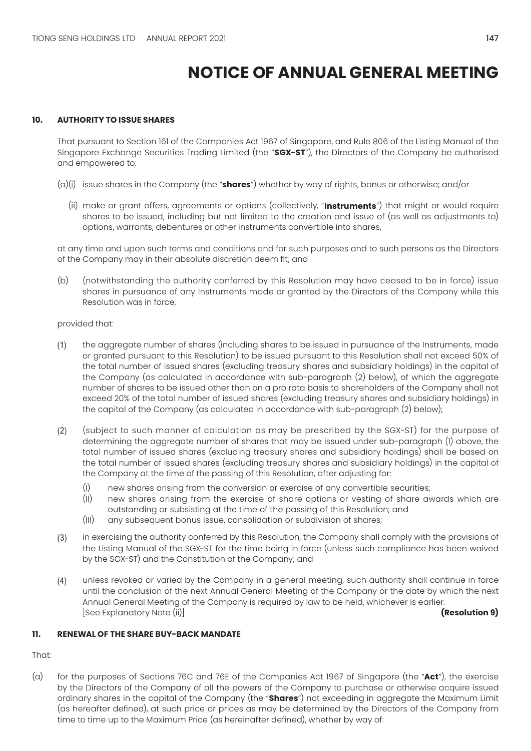# NOTICE OF ANNUAL GENERAL MEETING

**10. AUTHORITY TO ISSUE SHARES**

That pursuant to Section 161 of the Companies Act 1967 of Singapore, and Rule 806 of the Listing Manual of the Singapore Exchange Securities Trading Limited (the "**SGX-ST**"), the Directors of the Company be authorised and empowered to:

(a)(i) issue shares in the Company (the "**shares**") whether by way of rights, bonus or otherwise; and/or

(ii) make or grant offers, agreements or options (collectively, "**Instruments**") that might or would require shares to be issued, including but not limited to the creation and issue of (as well as adjustments to) options, warrants, debentures or other instruments convertible into shares,

at any time and upon such terms and conditions and for such purposes and to such persons as the Directors of the Company may in their absolute discretion deem fit; and

(b) (notwithstanding the authority conferred by this Resolution may have ceased to be in force) issue shares in pursuance of any Instruments made or granted by the Directors of the Company while this Resolution was in force,

provided that:

(1) the aggregate number of shares (including shares to be issued in pursuance of the Instruments, made or granted pursuant to this Resolution) to be issued pursuant to this Resolution shall not exceed 50% of the total number of issued shares (excluding treasury shares and subsidiary holdings) in the capital of the Company (as calculated in accordance with sub-paragraph (2) below), of which the aggregate number of shares to be issued other than on a pro rata basis to shareholders of the Company shall not exceed 20% of the total number of issued shares (excluding treasury shares and subsidiary holdings) in the capital of the Company (as calculated in accordance with sub-paragraph (2) below);

(2) (subject to such manner of calculation as may be prescribed by the SGX-ST) for the purpose of determining the aggregate number of shares that may be issued under sub-paragraph (1) above, the total number of issued shares (excluding treasury shares and subsidiary holdings) shall be based on the total number of issued shares (excluding treasury shares and subsidiary holdings) in the capital of the Company at the time of the passing of this Resolution, after adjusting for:

(I) new shares arising from the conversion or exercise of any convertible securities;

(II) new shares arising from the exercise of share options or vesting of share awards which are outstanding or subsisting at the time of the passing of this Resolution; and

(III) any subsequent bonus issue, consolidation or subdivision of shares;

(3) in exercising the authority conferred by this Resolution, the Company shall comply with the provisions of the Listing Manual of the SGX-ST for the time being in force (unless such compliance has been waived by the SGX-ST) and the Constitution of the Company; and

(4) unless revoked or varied by the Company in a general meeting, such authority shall continue in force until the conclusion of the next Annual General Meeting of the Company or the date by which the next Annual General Meeting of the Company is required by law to be held, whichever is earlier.
[See Explanatory Note (ii)] **(Resolution 9)**

**11. RENEWAL OF THE SHARE BUY-BACK MANDATE**

That:

(a) for the purposes of Sections 76C and 76E of the Companies Act 1967 of Singapore (the "**Act**"), the exercise by the Directors of the Company of all the powers of the Company to purchase or otherwise acquire issued ordinary shares in the capital of the Company (the "**Shares**") not exceeding in aggregate the Maximum Limit (as hereafter defined), at such price or prices as may be determined by the Directors of the Company from time to time up to the Maximum Price (as hereinafter defined), whether by way of: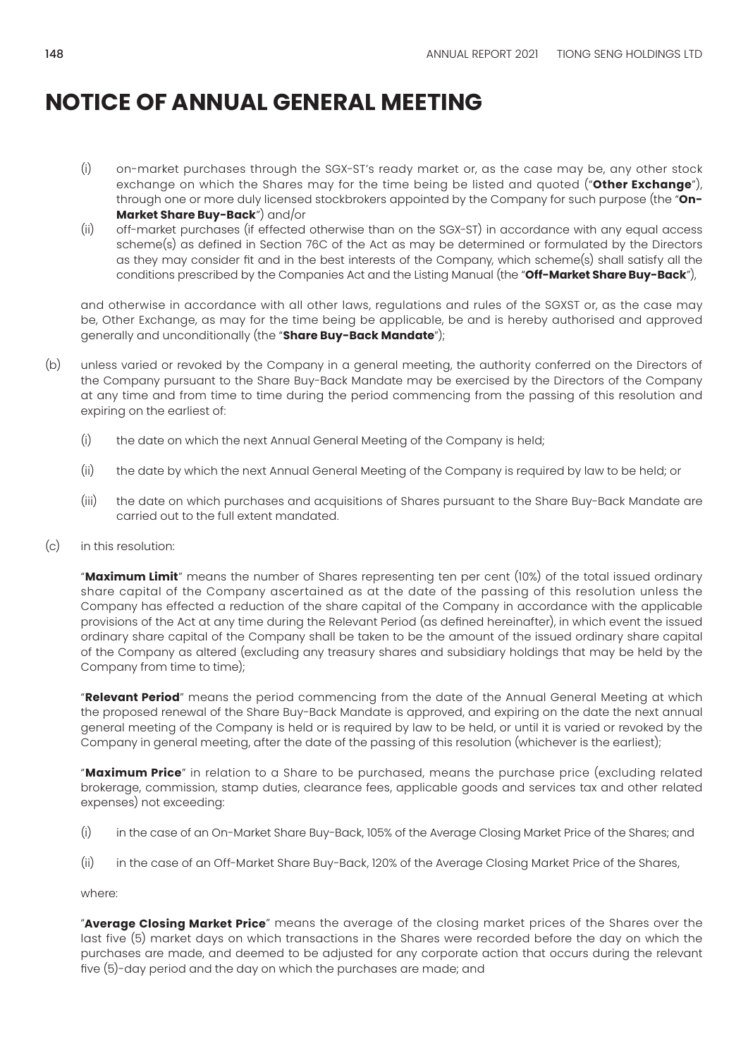# NOTICE OF ANNUAL GENERAL MEETING

(i) on-market purchases through the SGX-ST's ready market or, as the case may be, any other stock exchange on which the Shares may for the time being be listed and quoted ("**Other Exchange**"), through one or more duly licensed stockbrokers appointed by the Company for such purpose (the "**On-Market Share Buy-Back**") and/or

(ii) off-market purchases (if effected otherwise than on the SGX-ST) in accordance with any equal access scheme(s) as defined in Section 76C of the Act as may be determined or formulated by the Directors as they may consider fit and in the best interests of the Company, which scheme(s) shall satisfy all the conditions prescribed by the Companies Act and the Listing Manual (the "**Off-Market Share Buy-Back**"),

and otherwise in accordance with all other laws, regulations and rules of the SGXST or, as the case may be, Other Exchange, as may for the time being be applicable, be and is hereby authorised and approved generally and unconditionally (the "**Share Buy-Back Mandate**");

(b) unless varied or revoked by the Company in a general meeting, the authority conferred on the Directors of the Company pursuant to the Share Buy-Back Mandate may be exercised by the Directors of the Company at any time and from time to time during the period commencing from the passing of this resolution and expiring on the earliest of:

(i) the date on which the next Annual General Meeting of the Company is held;

(ii) the date by which the next Annual General Meeting of the Company is required by law to be held; or

(iii) the date on which purchases and acquisitions of Shares pursuant to the Share Buy-Back Mandate are carried out to the full extent mandated.

(c) in this resolution:

"**Maximum Limit**" means the number of Shares representing ten per cent (10%) of the total issued ordinary share capital of the Company ascertained as at the date of the passing of this resolution unless the Company has effected a reduction of the share capital of the Company in accordance with the applicable provisions of the Act at any time during the Relevant Period (as defined hereinafter), in which event the issued ordinary share capital of the Company shall be taken to be the amount of the issued ordinary share capital of the Company as altered (excluding any treasury shares and subsidiary holdings that may be held by the Company from time to time);

"**Relevant Period**" means the period commencing from the date of the Annual General Meeting at which the proposed renewal of the Share Buy-Back Mandate is approved, and expiring on the date the next annual general meeting of the Company is held or is required by law to be held, or until it is varied or revoked by the Company in general meeting, after the date of the passing of this resolution (whichever is the earliest);

"**Maximum Price**" in relation to a Share to be purchased, means the purchase price (excluding related brokerage, commission, stamp duties, clearance fees, applicable goods and services tax and other related expenses) not exceeding:

(i) in the case of an On-Market Share Buy-Back, 105% of the Average Closing Market Price of the Shares; and

(ii) in the case of an Off-Market Share Buy-Back, 120% of the Average Closing Market Price of the Shares,

where:

"**Average Closing Market Price**" means the average of the closing market prices of the Shares over the last five (5) market days on which transactions in the Shares were recorded before the day on which the purchases are made, and deemed to be adjusted for any corporate action that occurs during the relevant five (5)-day period and the day on which the purchases are made; and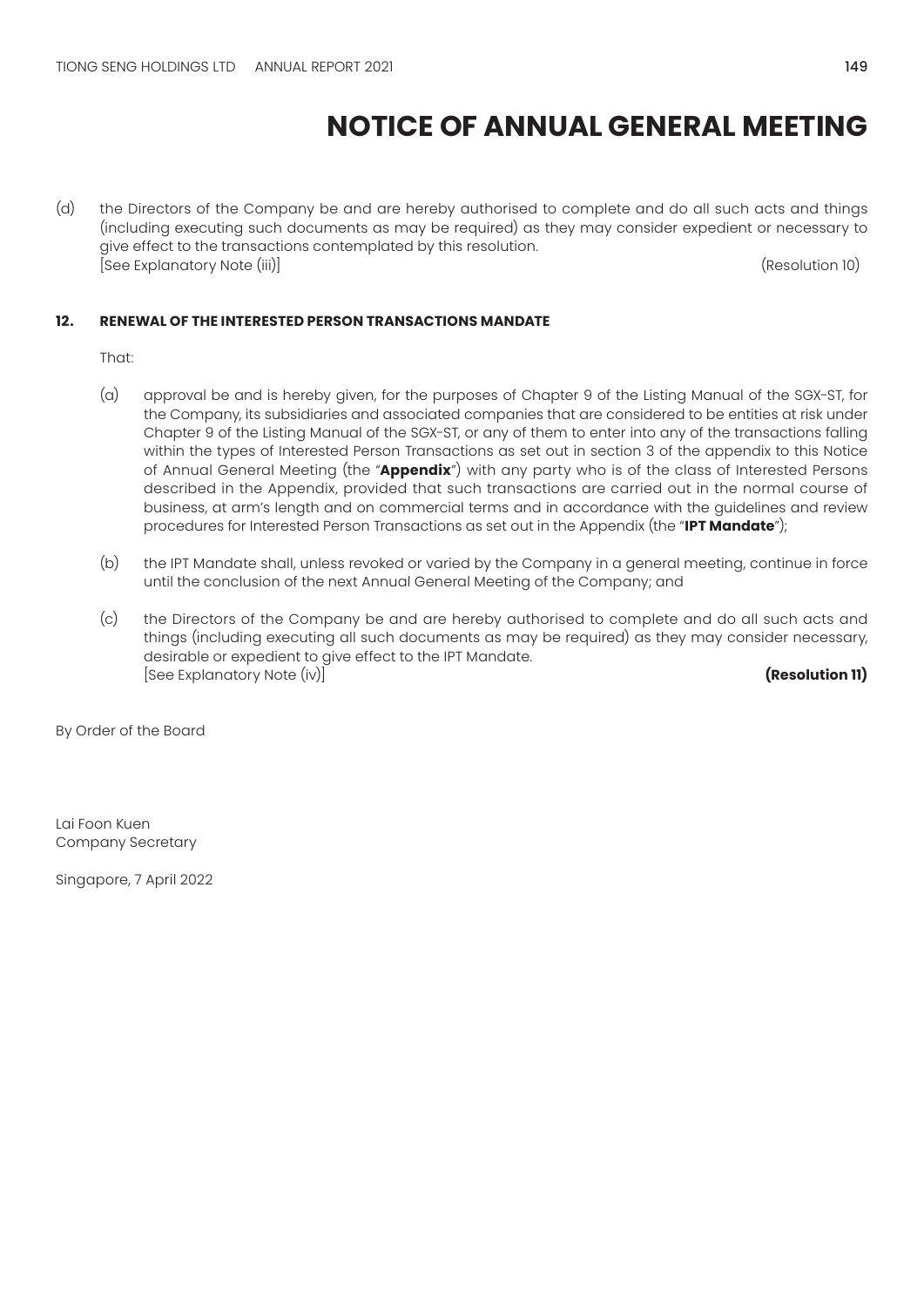# NOTICE OF ANNUAL GENERAL MEETING

(d) the Directors of the Company be and are hereby authorised to complete and do all such acts and things (including executing such documents as may be required) as they may consider expedient or necessary to give effect to the transactions contemplated by this resolution.
[See Explanatory Note (iii)] (Resolution 10)

**12. RENEWAL OF THE INTERESTED PERSON TRANSACTIONS MANDATE**

That:

(a) approval be and is hereby given, for the purposes of Chapter 9 of the Listing Manual of the SGX-ST, for the Company, its subsidiaries and associated companies that are considered to be entities at risk under Chapter 9 of the Listing Manual of the SGX-ST, or any of them to enter into any of the transactions falling within the types of Interested Person Transactions as set out in section 3 of the appendix to this Notice of Annual General Meeting (the "**Appendix**") with any party who is of the class of Interested Persons described in the Appendix, provided that such transactions are carried out in the normal course of business, at arm's length and on commercial terms and in accordance with the guidelines and review procedures for Interested Person Transactions as set out in the Appendix (the "**IPT Mandate**");

(b) the IPT Mandate shall, unless revoked or varied by the Company in a general meeting, continue in force until the conclusion of the next Annual General Meeting of the Company; and

(c) the Directors of the Company be and are hereby authorised to complete and do all such acts and things (including executing all such documents as may be required) as they may consider necessary, desirable or expedient to give effect to the IPT Mandate.
[See Explanatory Note (iv)] **(Resolution 11)**

By Order of the Board

Lai Foon Kuen
Company Secretary

Singapore, 7 April 2022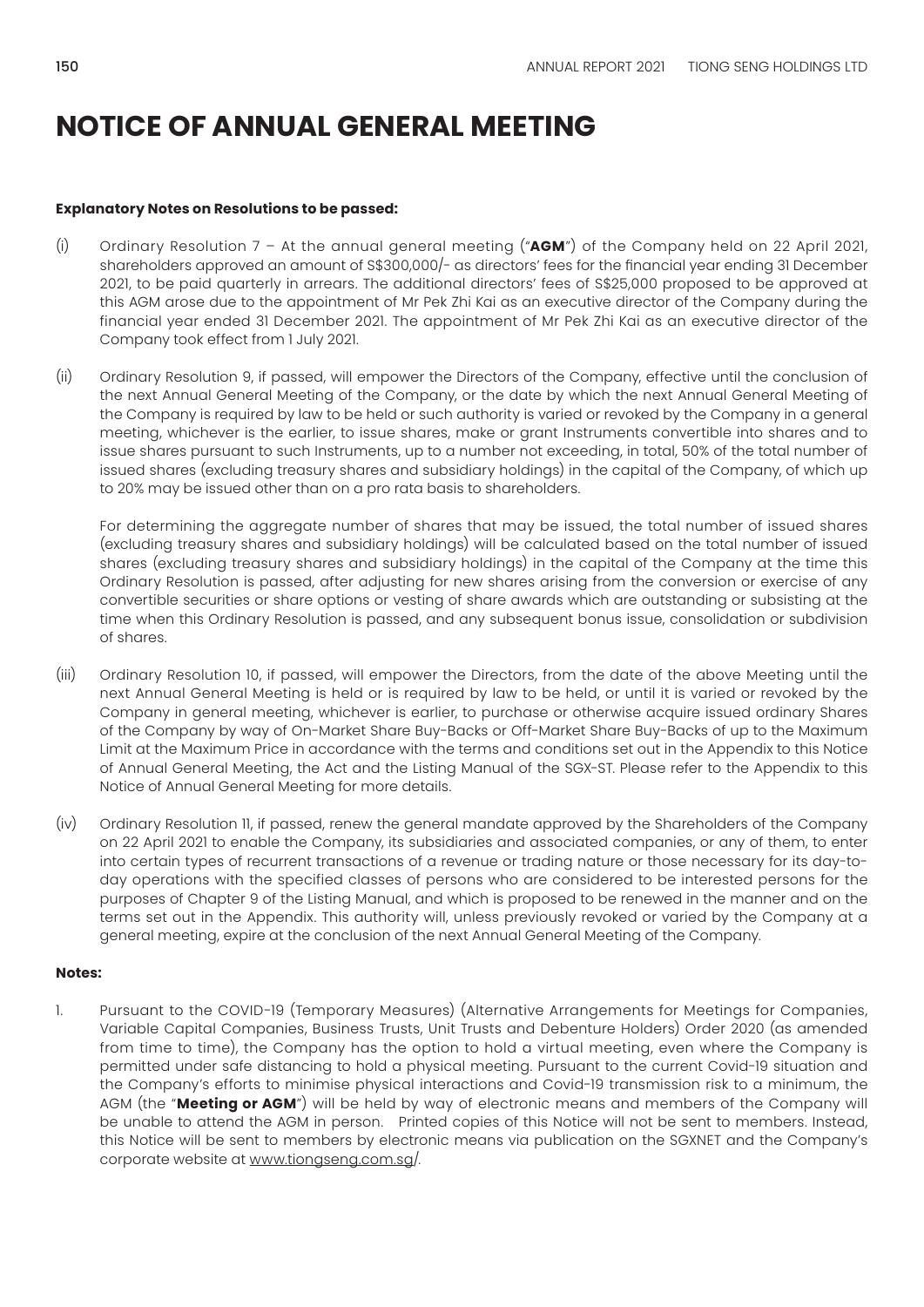# NOTICE OF ANNUAL GENERAL MEETING

**Explanatory Notes on Resolutions to be passed:**

(i) Ordinary Resolution 7 – At the annual general meeting ("**AGM**") of the Company held on 22 April 2021, shareholders approved an amount of S$300,000/- as directors' fees for the financial year ending 31 December 2021, to be paid quarterly in arrears. The additional directors' fees of S$25,000 proposed to be approved at this AGM arose due to the appointment of Mr Pek Zhi Kai as an executive director of the Company during the financial year ended 31 December 2021. The appointment of Mr Pek Zhi Kai as an executive director of the Company took effect from 1 July 2021.

(ii) Ordinary Resolution 9, if passed, will empower the Directors of the Company, effective until the conclusion of the next Annual General Meeting of the Company, or the date by which the next Annual General Meeting of the Company is required by law to be held or such authority is varied or revoked by the Company in a general meeting, whichever is the earlier, to issue shares, make or grant Instruments convertible into shares and to issue shares pursuant to such Instruments, up to a number not exceeding, in total, 50% of the total number of issued shares (excluding treasury shares and subsidiary holdings) in the capital of the Company, of which up to 20% may be issued other than on a pro rata basis to shareholders.

For determining the aggregate number of shares that may be issued, the total number of issued shares (excluding treasury shares and subsidiary holdings) will be calculated based on the total number of issued shares (excluding treasury shares and subsidiary holdings) in the capital of the Company at the time this Ordinary Resolution is passed, after adjusting for new shares arising from the conversion or exercise of any convertible securities or share options or vesting of share awards which are outstanding or subsisting at the time when this Ordinary Resolution is passed, and any subsequent bonus issue, consolidation or subdivision of shares.

(iii) Ordinary Resolution 10, if passed, will empower the Directors, from the date of the above Meeting until the next Annual General Meeting is held or is required by law to be held, or until it is varied or revoked by the Company in general meeting, whichever is earlier, to purchase or otherwise acquire issued ordinary Shares of the Company by way of On-Market Share Buy-Backs or Off-Market Share Buy-Backs of up to the Maximum Limit at the Maximum Price in accordance with the terms and conditions set out in the Appendix to this Notice of Annual General Meeting, the Act and the Listing Manual of the SGX-ST. Please refer to the Appendix to this Notice of Annual General Meeting for more details.

(iv) Ordinary Resolution 11, if passed, renew the general mandate approved by the Shareholders of the Company on 22 April 2021 to enable the Company, its subsidiaries and associated companies, or any of them, to enter into certain types of recurrent transactions of a revenue or trading nature or those necessary for its day-to-day operations with the specified classes of persons who are considered to be interested persons for the purposes of Chapter 9 of the Listing Manual, and which is proposed to be renewed in the manner and on the terms set out in the Appendix. This authority will, unless previously revoked or varied by the Company at a general meeting, expire at the conclusion of the next Annual General Meeting of the Company.

**Notes:**

1. Pursuant to the COVID-19 (Temporary Measures) (Alternative Arrangements for Meetings for Companies, Variable Capital Companies, Business Trusts, Unit Trusts and Debenture Holders) Order 2020 (as amended from time to time), the Company has the option to hold a virtual meeting, even where the Company is permitted under safe distancing to hold a physical meeting. Pursuant to the current Covid-19 situation and the Company's efforts to minimise physical interactions and Covid-19 transmission risk to a minimum, the AGM (the "**Meeting or AGM**") will be held by way of electronic means and members of the Company will be unable to attend the AGM in person. Printed copies of this Notice will not be sent to members. Instead, this Notice will be sent to members by electronic means via publication on the SGXNET and the Company's corporate website at www.tiongseng.com.sg/.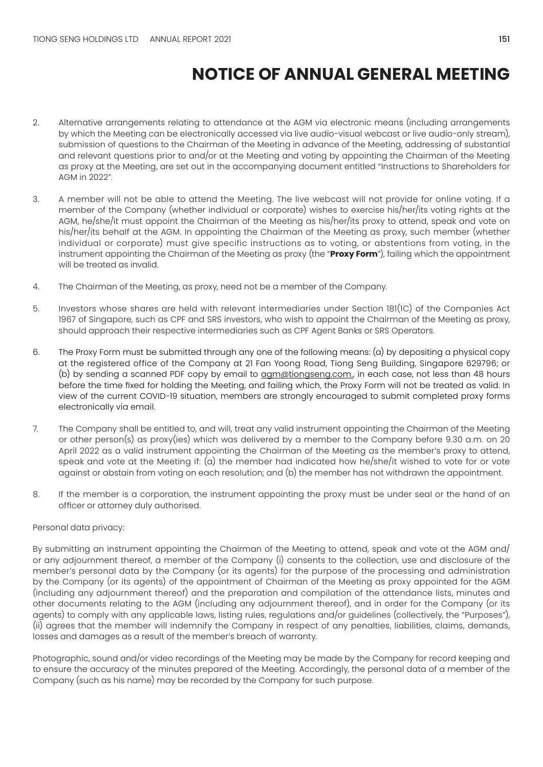# NOTICE OF ANNUAL GENERAL MEETING

2. Alternative arrangements relating to attendance at the AGM via electronic means (including arrangements by which the Meeting can be electronically accessed via live audio-visual webcast or live audio-only stream), submission of questions to the Chairman of the Meeting in advance of the Meeting, addressing of substantial and relevant questions prior to and/or at the Meeting and voting by appointing the Chairman of the Meeting as proxy at the Meeting, are set out in the accompanying document entitled "Instructions to Shareholders for AGM in 2022".

3. A member will not be able to attend the Meeting. The live webcast will not provide for online voting. If a member of the Company (whether individual or corporate) wishes to exercise his/her/its voting rights at the AGM, he/she/it must appoint the Chairman of the Meeting as his/her/its proxy to attend, speak and vote on his/her/its behalf at the AGM. In appointing the Chairman of the Meeting as proxy, such member (whether individual or corporate) must give specific instructions as to voting, or abstentions from voting, in the instrument appointing the Chairman of the Meeting as proxy (the "**Proxy Form**"), failing which the appointment will be treated as invalid.

4. The Chairman of the Meeting, as proxy, need not be a member of the Company.

5. Investors whose shares are held with relevant intermediaries under Section 181(1C) of the Companies Act 1967 of Singapore, such as CPF and SRS investors, who wish to appoint the Chairman of the Meeting as proxy, should approach their respective intermediaries such as CPF Agent Banks or SRS Operators.

6. The Proxy Form must be submitted through any one of the following means: (a) by depositing a physical copy at the registered office of the Company at 21 Fan Yoong Road, Tiong Seng Building, Singapore 629796; or (b) by sending a scanned PDF copy by email to agm@tiongseng.com., in each case, not less than 48 hours before the time fixed for holding the Meeting, and failing which, the Proxy Form will not be treated as valid. In view of the current COVID-19 situation, members are strongly encouraged to submit completed proxy forms electronically via email.

7. The Company shall be entitled to, and will, treat any valid instrument appointing the Chairman of the Meeting or other person(s) as proxy(ies) which was delivered by a member to the Company before 9.30 a.m. on 20 April 2022 as a valid instrument appointing the Chairman of the Meeting as the member's proxy to attend, speak and vote at the Meeting if: (a) the member had indicated how he/she/it wished to vote for or vote against or abstain from voting on each resolution; and (b) the member has not withdrawn the appointment.

8. If the member is a corporation, the instrument appointing the proxy must be under seal or the hand of an officer or attorney duly authorised.

Personal data privacy:

By submitting an instrument appointing the Chairman of the Meeting to attend, speak and vote at the AGM and/or any adjournment thereof, a member of the Company (i) consents to the collection, use and disclosure of the member's personal data by the Company (or its agents) for the purpose of the processing and administration by the Company (or its agents) of the appointment of Chairman of the Meeting as proxy appointed for the AGM (including any adjournment thereof) and the preparation and compilation of the attendance lists, minutes and other documents relating to the AGM (including any adjournment thereof), and in order for the Company (or its agents) to comply with any applicable laws, listing rules, regulations and/or guidelines (collectively, the "Purposes"), (ii) agrees that the member will indemnify the Company in respect of any penalties, liabilities, claims, demands, losses and damages as a result of the member's breach of warranty.

Photographic, sound and/or video recordings of the Meeting may be made by the Company for record keeping and to ensure the accuracy of the minutes prepared of the Meeting. Accordingly, the personal data of a member of the Company (such as his name) may be recorded by the Company for such purpose.